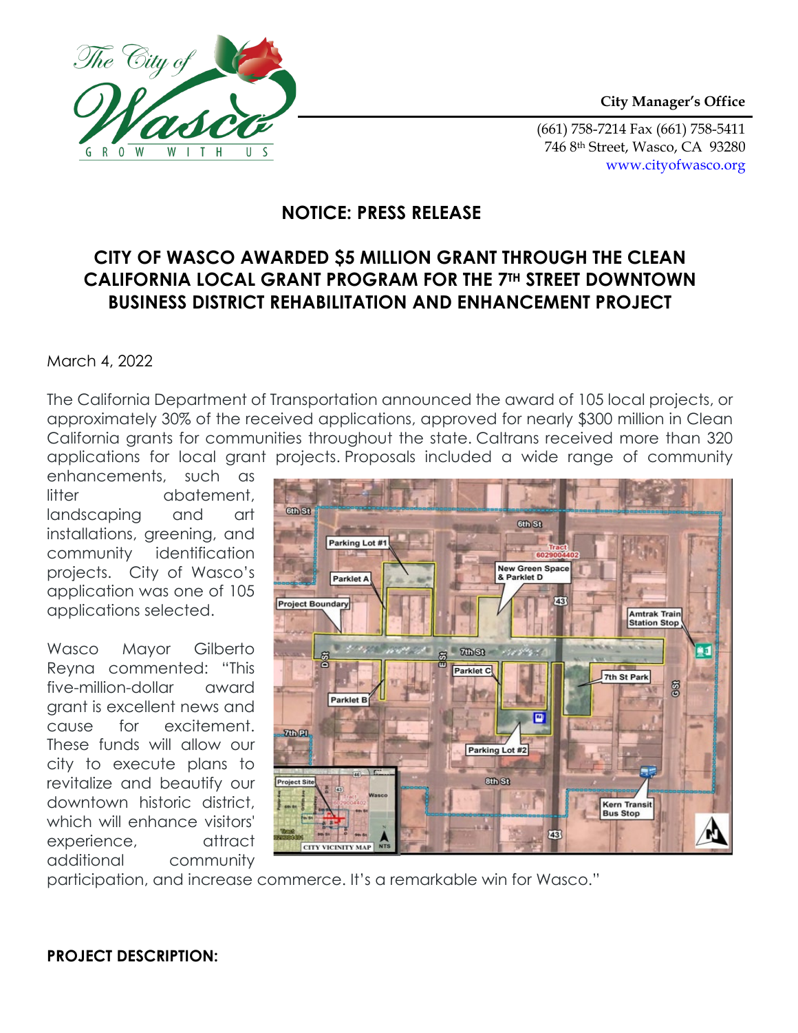City Manager's Office

(661) 758-7214 Fax (661) 758-5411
746 8th Street, Wasco, CA 93280
www.cityofwasco.org

## NOTICE: PRESS RELEASE

## CITY OF WASCO AWARDED $5 MILLION GRANT THROUGH THE CLEAN CALIFORNIA LOCAL GRANT PROGRAM FOR THE 7TH STREET DOWNTOWN BUSINESS DISTRICT REHABILITATION AND ENHANCEMENT PROJECT

March 4, 2022

The California Department of Transportation announced the award of 105 local projects, or approximately 30% of the received applications, approved for nearly $300 million in Clean California grants for communities throughout the state. Caltrans received more than 320 applications for local grant projects. Proposals included a wide range of community enhancements, such as litter abatement, landscaping and art installations, greening, and community identification projects. City of Wasco's application was one of 105 applications selected.

Wasco Mayor Gilberto Reyna commented: "This five-million-dollar award grant is excellent news and cause for excitement. These funds will allow our city to execute plans to revitalize and beautify our downtown historic district, which will enhance visitors' experience, attract additional community participation, and increase commerce. It's a remarkable win for Wasco."

**PROJECT DESCRIPTION:**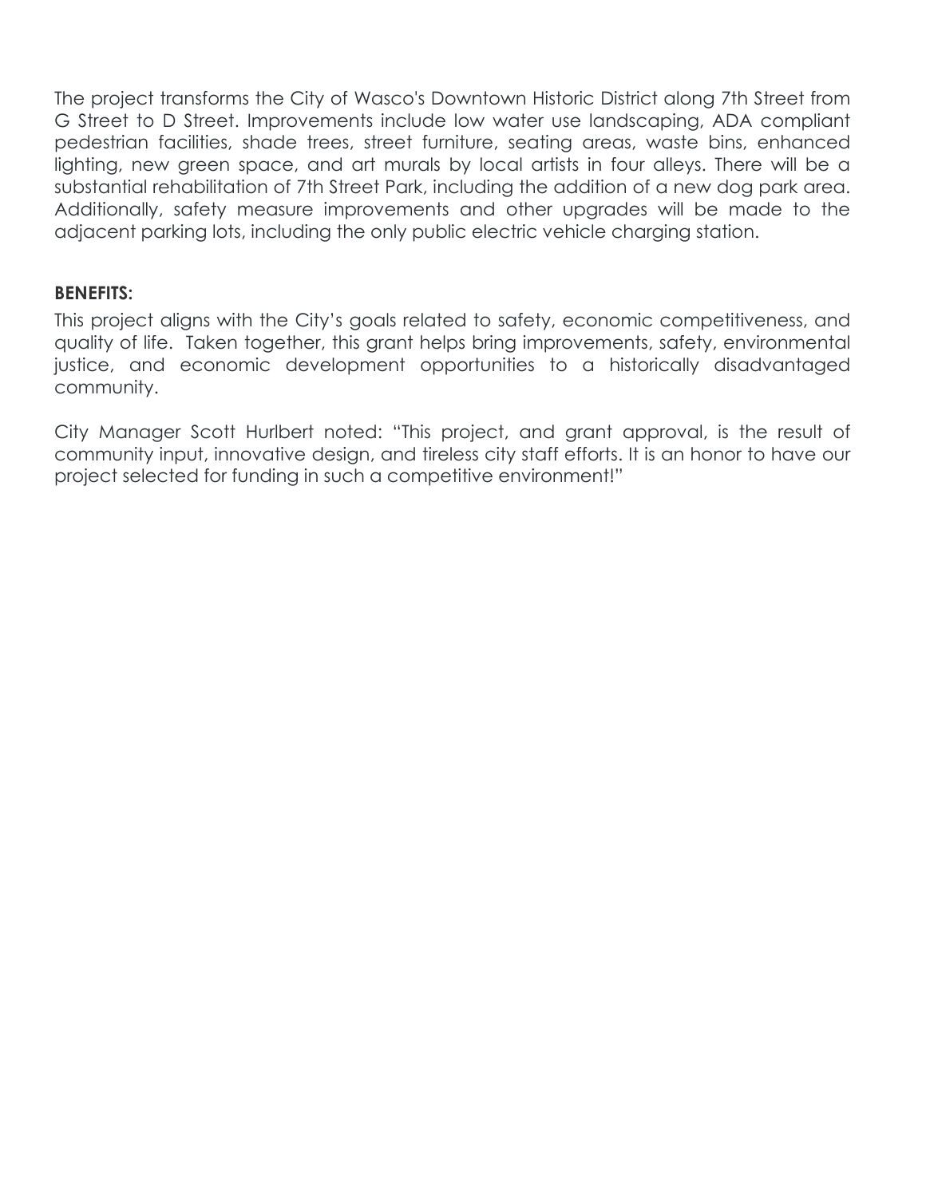The project transforms the City of Wasco's Downtown Historic District along 7th Street from G Street to D Street. Improvements include low water use landscaping, ADA compliant pedestrian facilities, shade trees, street furniture, seating areas, waste bins, enhanced lighting, new green space, and art murals by local artists in four alleys. There will be a substantial rehabilitation of 7th Street Park, including the addition of a new dog park area. Additionally, safety measure improvements and other upgrades will be made to the adjacent parking lots, including the only public electric vehicle charging station.

**BENEFITS:**

This project aligns with the City's goals related to safety, economic competitiveness, and quality of life. Taken together, this grant helps bring improvements, safety, environmental justice, and economic development opportunities to a historically disadvantaged community.

City Manager Scott Hurlbert noted: "This project, and grant approval, is the result of community input, innovative design, and tireless city staff efforts. It is an honor to have our project selected for funding in such a competitive environment!"